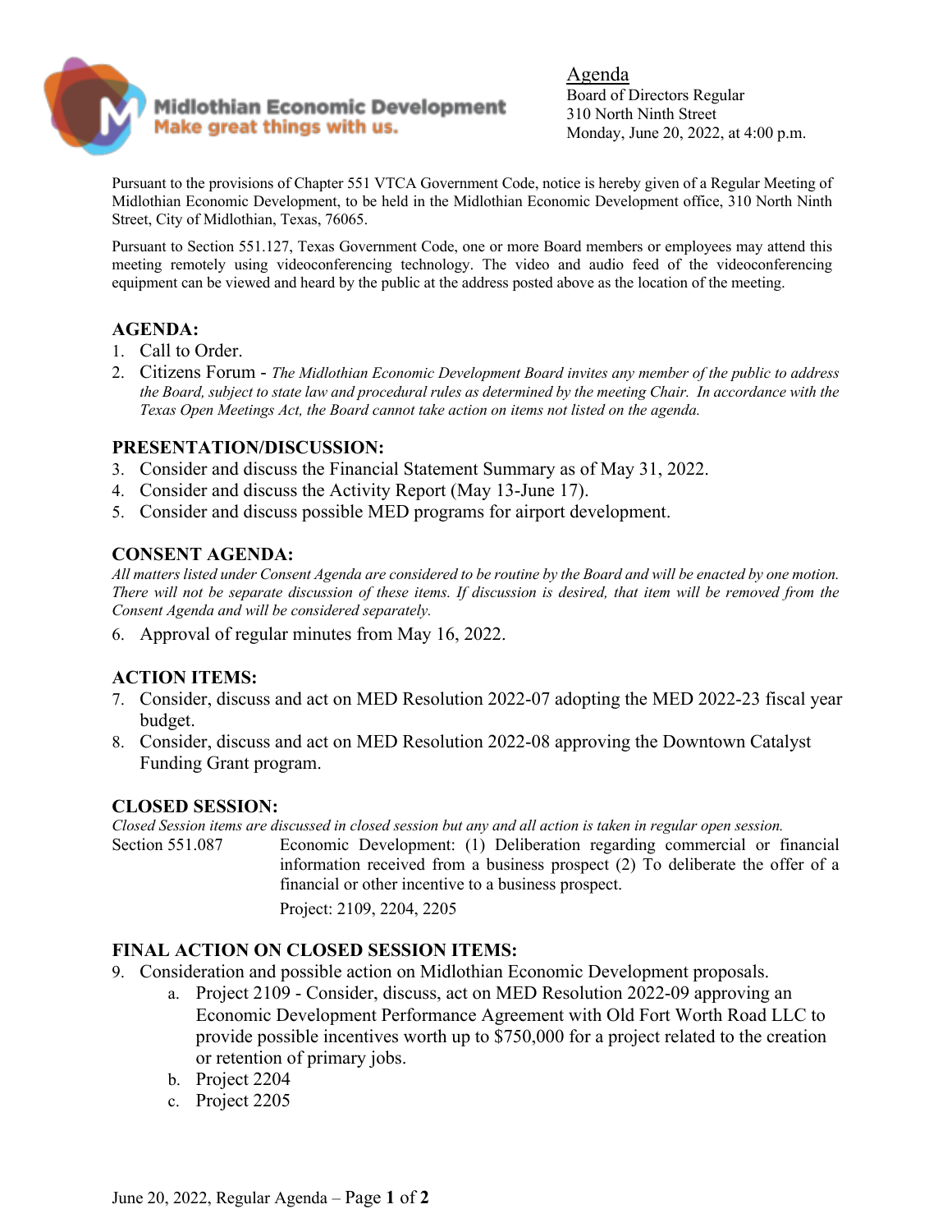Midlothian Economic Development
Make great things with us.

# Agenda

Board of Directors Regular
310 North Ninth Street
Monday, June 20, 2022, at 4:00 p.m.

Pursuant to the provisions of Chapter 551 VTCA Government Code, notice is hereby given of a Regular Meeting of Midlothian Economic Development, to be held in the Midlothian Economic Development office, 310 North Ninth Street, City of Midlothian, Texas, 76065.

Pursuant to Section 551.127, Texas Government Code, one or more Board members or employees may attend this meeting remotely using videoconferencing technology. The video and audio feed of the videoconferencing equipment can be viewed and heard by the public at the address posted above as the location of the meeting.

## AGENDA:

1. Call to Order.
2. Citizens Forum - *The Midlothian Economic Development Board invites any member of the public to address the Board, subject to state law and procedural rules as determined by the meeting Chair. In accordance with the Texas Open Meetings Act, the Board cannot take action on items not listed on the agenda.*

## PRESENTATION/DISCUSSION:

3. Consider and discuss the Financial Statement Summary as of May 31, 2022.
4. Consider and discuss the Activity Report (May 13-June 17).
5. Consider and discuss possible MED programs for airport development.

## CONSENT AGENDA:

*All matters listed under Consent Agenda are considered to be routine by the Board and will be enacted by one motion. There will not be separate discussion of these items. If discussion is desired, that item will be removed from the Consent Agenda and will be considered separately.*

6. Approval of regular minutes from May 16, 2022.

## ACTION ITEMS:

7. Consider, discuss and act on MED Resolution 2022-07 adopting the MED 2022-23 fiscal year budget.
8. Consider, discuss and act on MED Resolution 2022-08 approving the Downtown Catalyst Funding Grant program.

## CLOSED SESSION:

*Closed Session items are discussed in closed session but any and all action is taken in regular open session.*

Section 551.087 — Economic Development: (1) Deliberation regarding commercial or financial information received from a business prospect (2) To deliberate the offer of a financial or other incentive to a business prospect.

Project: 2109, 2204, 2205

## FINAL ACTION ON CLOSED SESSION ITEMS:

9. Consideration and possible action on Midlothian Economic Development proposals.
   a. Project 2109 - Consider, discuss, act on MED Resolution 2022-09 approving an Economic Development Performance Agreement with Old Fort Worth Road LLC to provide possible incentives worth up to $750,000 for a project related to the creation or retention of primary jobs.
   b. Project 2204
   c. Project 2205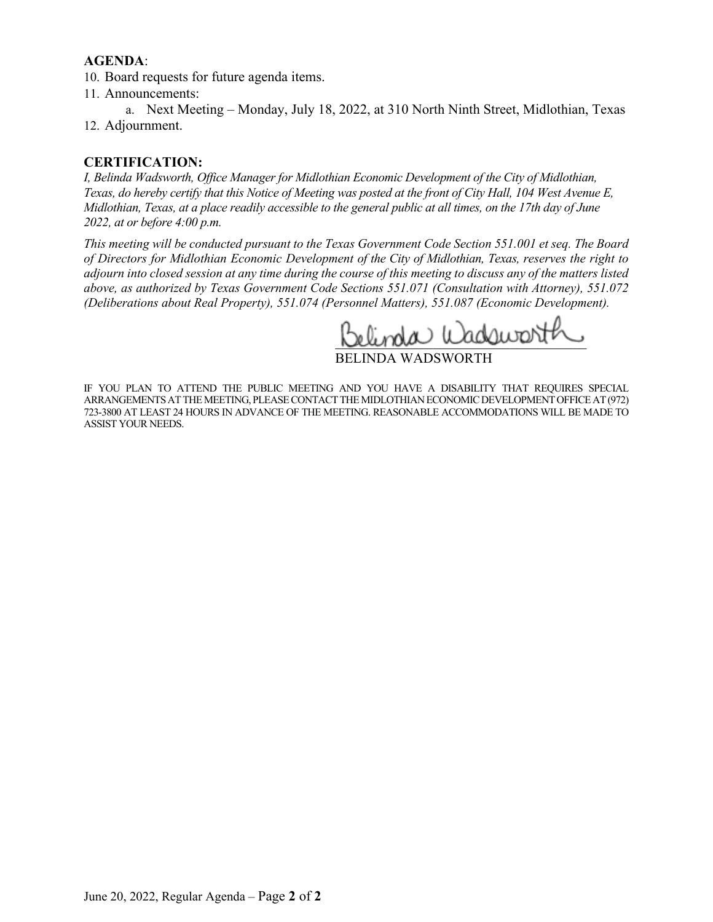**AGENDA**:

10. Board requests for future agenda items.
11. Announcements:
    a. Next Meeting – Monday, July 18, 2022, at 310 North Ninth Street, Midlothian, Texas
12. Adjournment.

**CERTIFICATION:**

*I, Belinda Wadsworth, Office Manager for Midlothian Economic Development of the City of Midlothian, Texas, do hereby certify that this Notice of Meeting was posted at the front of City Hall, 104 West Avenue E, Midlothian, Texas, at a place readily accessible to the general public at all times, on the 17th day of June 2022, at or before 4:00 p.m.*

*This meeting will be conducted pursuant to the Texas Government Code Section 551.001 et seq. The Board of Directors for Midlothian Economic Development of the City of Midlothian, Texas, reserves the right to adjourn into closed session at any time during the course of this meeting to discuss any of the matters listed above, as authorized by Texas Government Code Sections 551.071 (Consultation with Attorney), 551.072 (Deliberations about Real Property), 551.074 (Personnel Matters), 551.087 (Economic Development).*

Belinda Wadsworth

BELINDA WADSWORTH

IF YOU PLAN TO ATTEND THE PUBLIC MEETING AND YOU HAVE A DISABILITY THAT REQUIRES SPECIAL ARRANGEMENTS AT THE MEETING, PLEASE CONTACT THE MIDLOTHIAN ECONOMIC DEVELOPMENT OFFICE AT (972) 723-3800 AT LEAST 24 HOURS IN ADVANCE OF THE MEETING. REASONABLE ACCOMMODATIONS WILL BE MADE TO ASSIST YOUR NEEDS.